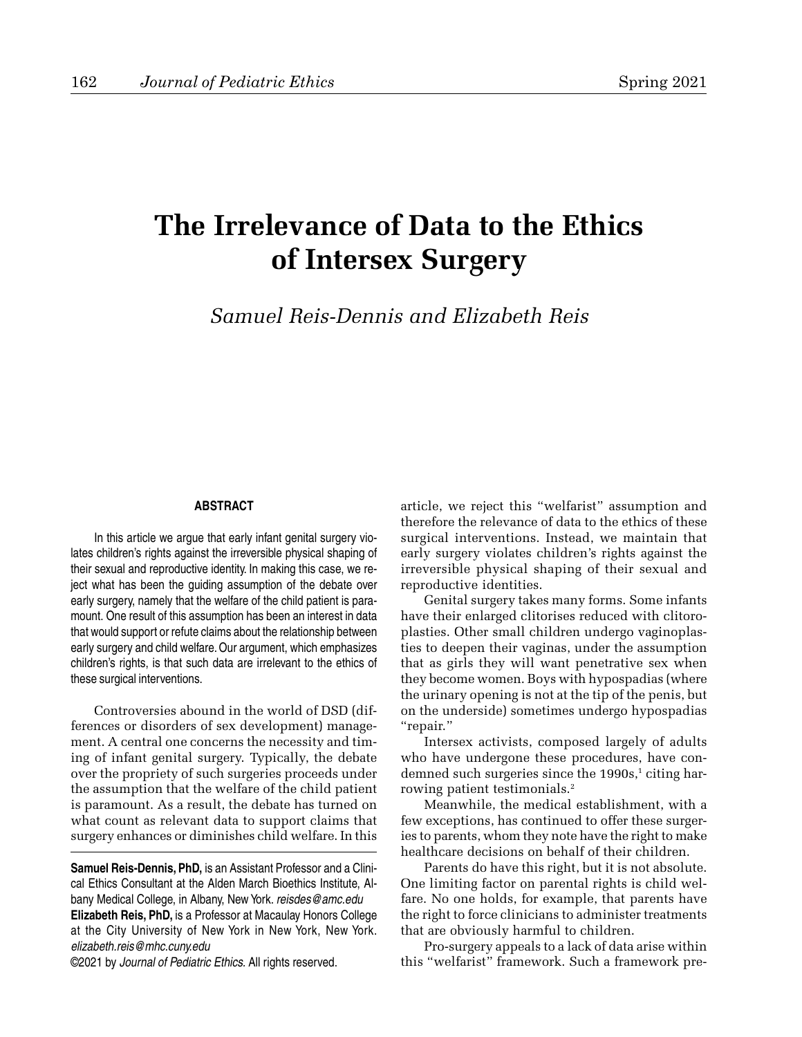# The Irrelevance of Data to the Ethics of Intersex Surgery

*Samuel Reis-Dennis and Elizabeth Reis*

#### ABSTRACT

In this article we argue that early infant genital surgery violates children's rights against the irreversible physical shaping of their sexual and reproductive identity. In making this case, we reject what has been the guiding assumption of the debate over early surgery, namely that the welfare of the child patient is paramount. One result of this assumption has been an interest in data that would support or refute claims about the relationship between early surgery and child welfare. Our argument, which emphasizes children's rights, is that such data are irrelevant to the ethics of these surgical interventions.

Controversies abound in the world of DSD (differences or disorders of sex development) management. A central one concerns the necessity and timing of infant genital surgery. Typically, the debate over the propriety of such surgeries proceeds under the assumption that the welfare of the child patient is paramount. As a result, the debate has turned on what count as relevant data to support claims that surgery enhances or diminishes child welfare. In this article, we reject this "welfarist" assumption and therefore the relevance of data to the ethics of these surgical interventions. Instead, we maintain that early surgery violates children's rights against the irreversible physical shaping of their sexual and reproductive identities.

Genital surgery takes many forms. Some infants have their enlarged clitorises reduced with clitoroplasties. Other small children undergo vaginoplasties to deepen their vaginas, under the assumption that as girls they will want penetrative sex when they become women. Boys with hypospadias (where the urinary opening is not at the tip of the penis, but on the underside) sometimes undergo hypospadias "repair."

Intersex activists, composed largely of adults who have undergone these procedures, have condemned such surgeries since the 1990s,[1] citing harrowing patient testimonials.[2]

Meanwhile, the medical establishment, with a few exceptions, has continued to offer these surgeries to parents, whom they note have the right to make healthcare decisions on behalf of their children.

Parents do have this right, but it is not absolute. One limiting factor on parental rights is child welfare. No one holds, for example, that parents have the right to force clinicians to administer treatments that are obviously harmful to children.

Pro-surgery appeals to a lack of data arise within this "welfarist" framework. Such a framework pre-

---

**Samuel Reis-Dennis, PhD,** is an Assistant Professor and a Clinical Ethics Consultant at the Alden March Bioethics Institute, Albany Medical College, in Albany, New York. *reisdes@amc.edu*

**Elizabeth Reis, PhD,** is a Professor at Macaulay Honors College at the City University of New York in New York, New York. *elizabeth.reis@mhc.cuny.edu*

©2021 by *Journal of Pediatric Ethics*. All rights reserved.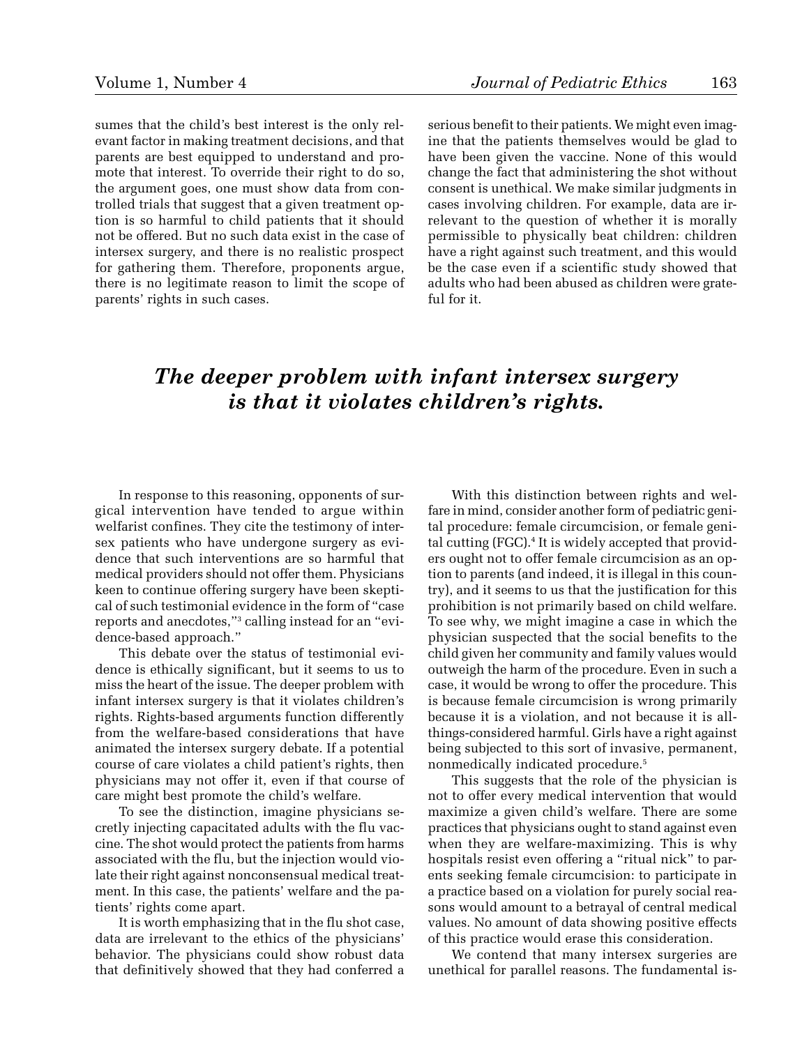sumes that the child's best interest is the only relevant factor in making treatment decisions, and that parents are best equipped to understand and promote that interest. To override their right to do so, the argument goes, one must show data from controlled trials that suggest that a given treatment option is so harmful to child patients that it should not be offered. But no such data exist in the case of intersex surgery, and there is no realistic prospect for gathering them. Therefore, proponents argue, there is no legitimate reason to limit the scope of parents' rights in such cases.

In response to this reasoning, opponents of surgical intervention have tended to argue within welfarist confines. They cite the testimony of intersex patients who have undergone surgery as evidence that such interventions are so harmful that medical providers should not offer them. Physicians keen to continue offering surgery have been skeptical of such testimonial evidence in the form of "case reports and anecdotes,"[3] calling instead for an "evidence-based approach."

This debate over the status of testimonial evidence is ethically significant, but it seems to us to miss the heart of the issue. The deeper problem with infant intersex surgery is that it violates children's rights. Rights-based arguments function differently from the welfare-based considerations that have animated the intersex surgery debate. If a potential course of care violates a child patient's rights, then physicians may not offer it, even if that course of care might best promote the child's welfare.

To see the distinction, imagine physicians secretly injecting capacitated adults with the flu vaccine. The shot would protect the patients from harms associated with the flu, but the injection would violate their right against nonconsensual medical treatment. In this case, the patients' welfare and the patients' rights come apart.

It is worth emphasizing that in the flu shot case, data are irrelevant to the ethics of the physicians' behavior. The physicians could show robust data that definitively showed that they had conferred a serious benefit to their patients. We might even imagine that the patients themselves would be glad to have been given the vaccine. None of this would change the fact that administering the shot without consent is unethical. We make similar judgments in cases involving children. For example, data are irrelevant to the question of whether it is morally permissible to physically beat children: children have a right against such treatment, and this would be the case even if a scientific study showed that adults who had been abused as children were grateful for it.

***The deeper problem with infant intersex surgery is that it violates children's rights.***

With this distinction between rights and welfare in mind, consider another form of pediatric genital procedure: female circumcision, or female genital cutting (FGC).[4] It is widely accepted that providers ought not to offer female circumcision as an option to parents (and indeed, it is illegal in this country), and it seems to us that the justification for this prohibition is not primarily based on child welfare. To see why, we might imagine a case in which the physician suspected that the social benefits to the child given her community and family values would outweigh the harm of the procedure. Even in such a case, it would be wrong to offer the procedure. This is because female circumcision is wrong primarily because it is a violation, and not because it is all-things-considered harmful. Girls have a right against being subjected to this sort of invasive, permanent, nonmedically indicated procedure.[5]

This suggests that the role of the physician is not to offer every medical intervention that would maximize a given child's welfare. There are some practices that physicians ought to stand against even when they are welfare-maximizing. This is why hospitals resist even offering a "ritual nick" to parents seeking female circumcision: to participate in a practice based on a violation for purely social reasons would amount to a betrayal of central medical values. No amount of data showing positive effects of this practice would erase this consideration.

We contend that many intersex surgeries are unethical for parallel reasons. The fundamental is-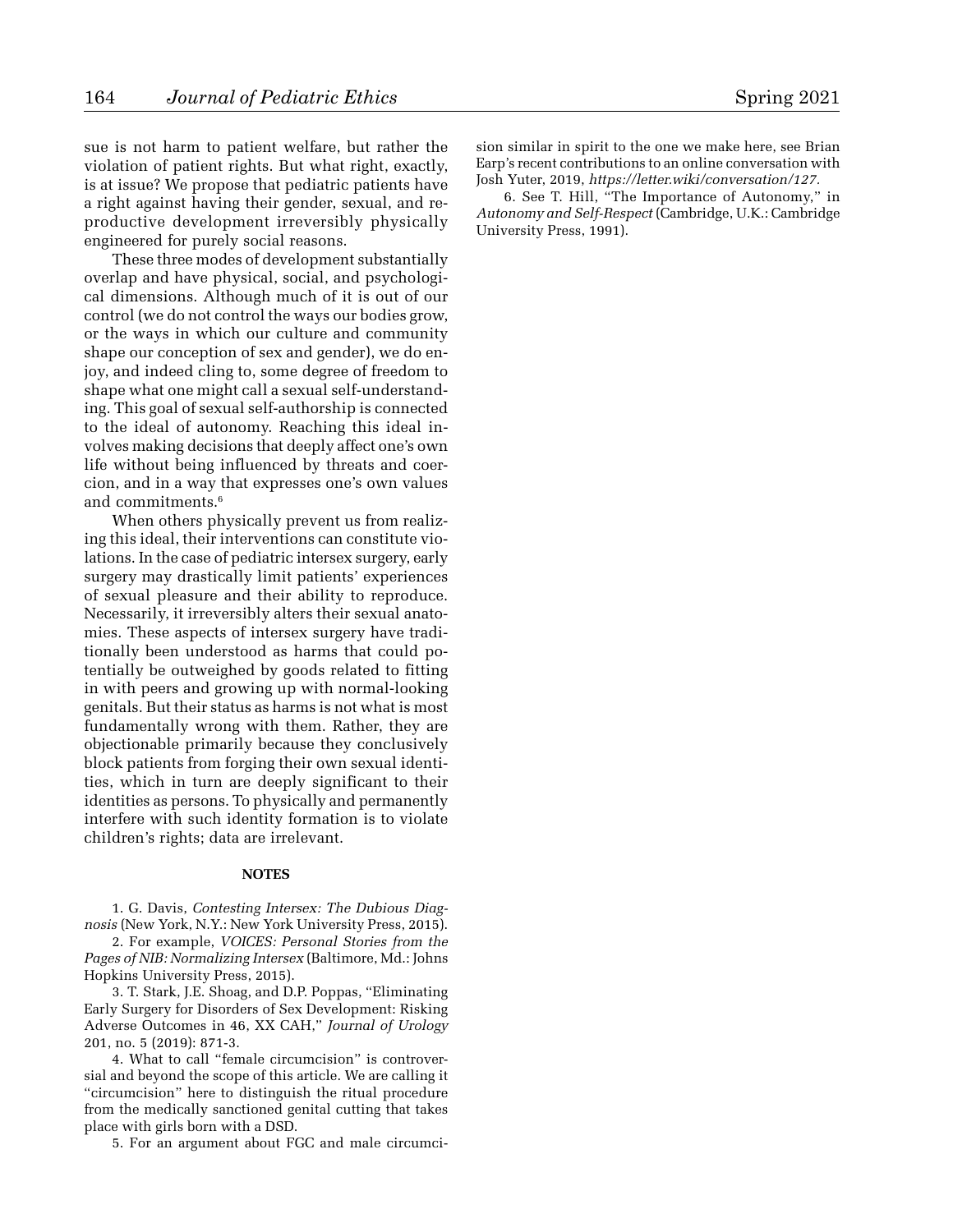sue is not harm to patient welfare, but rather the violation of patient rights. But what right, exactly, is at issue? We propose that pediatric patients have a right against having their gender, sexual, and reproductive development irreversibly physically engineered for purely social reasons.

These three modes of development substantially overlap and have physical, social, and psychological dimensions. Although much of it is out of our control (we do not control the ways our bodies grow, or the ways in which our culture and community shape our conception of sex and gender), we do enjoy, and indeed cling to, some degree of freedom to shape what one might call a sexual self-understanding. This goal of sexual self-authorship is connected to the ideal of autonomy. Reaching this ideal involves making decisions that deeply affect one's own life without being influenced by threats and coercion, and in a way that expresses one's own values and commitments.[6]

When others physically prevent us from realizing this ideal, their interventions can constitute violations. In the case of pediatric intersex surgery, early surgery may drastically limit patients' experiences of sexual pleasure and their ability to reproduce. Necessarily, it irreversibly alters their sexual anatomies. These aspects of intersex surgery have traditionally been understood as harms that could potentially be outweighed by goods related to fitting in with peers and growing up with normal-looking genitals. But their status as harms is not what is most fundamentally wrong with them. Rather, they are objectionable primarily because they conclusively block patients from forging their own sexual identities, which in turn are deeply significant to their identities as persons. To physically and permanently interfere with such identity formation is to violate children's rights; data are irrelevant.

## NOTES

1. G. Davis, *Contesting Intersex: The Dubious Diagnosis* (New York, N.Y.: New York University Press, 2015).

2. For example, *VOICES: Personal Stories from the Pages of NIB: Normalizing Intersex* (Baltimore, Md.: Johns Hopkins University Press, 2015).

3. T. Stark, J.E. Shoag, and D.P. Poppas, "Eliminating Early Surgery for Disorders of Sex Development: Risking Adverse Outcomes in 46, XX CAH," *Journal of Urology* 201, no. 5 (2019): 871-3.

4. What to call "female circumcision" is controversial and beyond the scope of this article. We are calling it "circumcision" here to distinguish the ritual procedure from the medically sanctioned genital cutting that takes place with girls born with a DSD.

5. For an argument about FGC and male circumcision similar in spirit to the one we make here, see Brian Earp's recent contributions to an online conversation with Josh Yuter, 2019, *https://letter.wiki/conversation/127.*

6. See T. Hill, "The Importance of Autonomy," in *Autonomy and Self-Respect* (Cambridge, U.K.: Cambridge University Press, 1991).